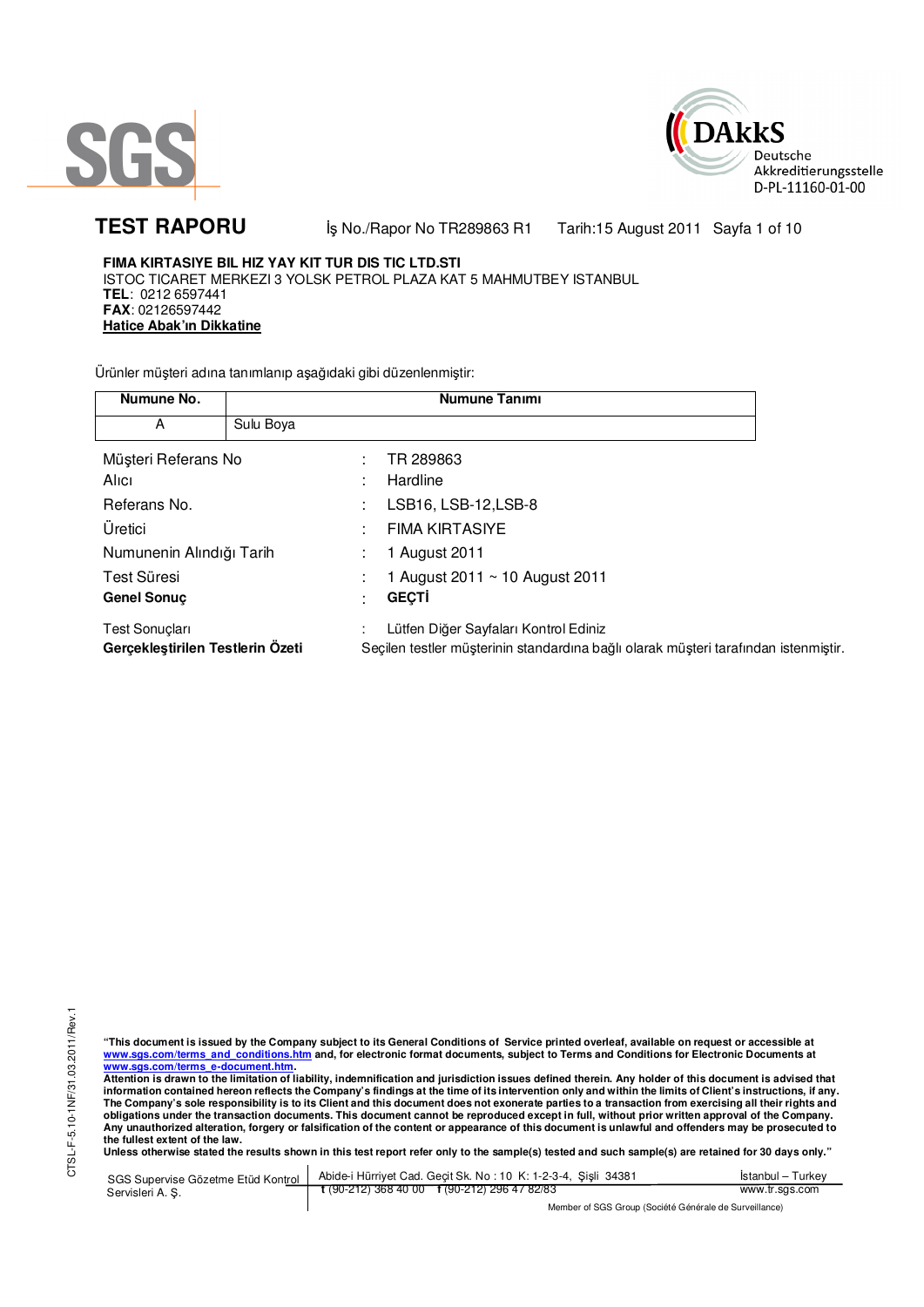SGS

DAkkS Deutsche Akkreditierungsstelle D-PL-11160-01-00

# TEST RAPORU

İş No./Rapor No TR289863 R1 Tarih:15 August 2011

**FIMA KIRTASIYE BIL HIZ YAY KIT TUR DIS TIC LTD.STI**
ISTOC TICARET MERKEZI 3 YOLSK PETROL PLAZA KAT 5 MAHMUTBEY ISTANBUL
**TEL**: 0212 6597441
**FAX**: 02126597442
**Hatice Abak'ın Dikkatine**

Ürünler müşteri adına tanımlanıp aşağıdaki gibi düzenlenmiştir:

| Numune No. | Numune Tanımı |
|---|---|
| A | Sulu Boya |

| | | |
|---|---|---|
| Müşteri Referans No | : | TR 289863 |
| Alıcı | : | Hardline |
| Referans No. | : | LSB16, LSB-12,LSB-8 |
| Üretici | : | FIMA KIRTASIYE |
| Numunenin Alındığı Tarih | : | 1 August 2011 |
| Test Süresi | : | 1 August 2011 ~ 10 August 2011 |
| **Genel Sonuç** | : | **GEÇTİ** |
| Test Sonuçları | : | Lütfen Diğer Sayfaları Kontrol Ediniz |
| **Gerçekleştirilen Testlerin Özeti** | | Seçilen testler müşterinin standardına bağlı olarak müşteri tarafından istenmiştir. |

CTSL-F-5.10-1NF/31.03.2011/Rev.1

**"This document is issued by the Company subject to its General Conditions of Service printed overleaf, available on request or accessible at www.sgs.com/terms_and_conditions.htm and, for electronic format documents, subject to Terms and Conditions for Electronic Documents at www.sgs.com/terms_e-document.htm.**
**Attention is drawn to the limitation of liability, indemnification and jurisdiction issues defined therein. Any holder of this document is advised that information contained hereon reflects the Company's findings at the time of its intervention only and within the limits of Client's instructions, if any. The Company's sole responsibility is to its Client and this document does not exonerate parties to a transaction from exercising all their rights and obligations under the transaction documents. This document cannot be reproduced except in full, without prior written approval of the Company. Any unauthorized alteration, forgery or falsification of the content or appearance of this document is unlawful and offenders may be prosecuted to the fullest extent of the law.**
**Unless otherwise stated the results shown in this test report refer only to the sample(s) tested and such sample(s) are retained for 30 days only."**

SGS Supervise Gözetme Etüd Kontrol Servisleri A. Ş. | Abide-i Hürriyet Cad. Geçit Sk. No : 10 K: 1-2-3-4, Şişli 34381 | İstanbul – Turkey
t (90-212) 368 40 00 f (90-212) 296 47 82/83 | www.tr.sgs.com

Member of SGS Group (Société Générale de Surveillance)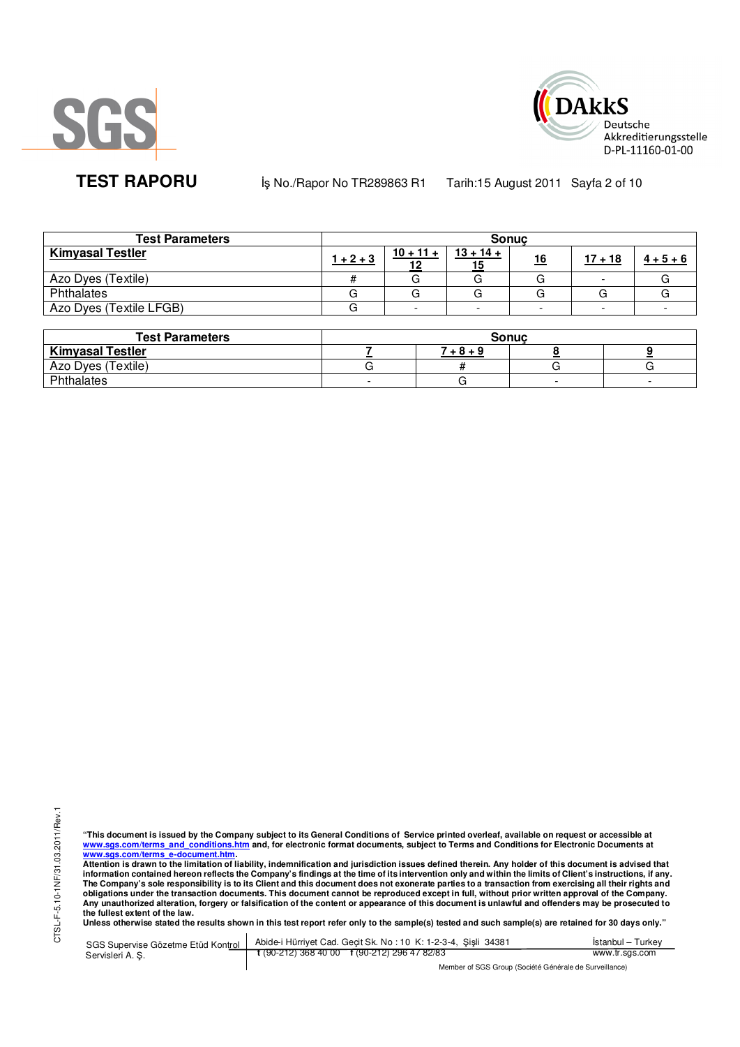**TEST RAPORU** İş No./Rapor No TR289863 R1 Tarih:15 August 2011

| Test Parameters | Sonuç | | | | | |
|---|---|---|---|---|---|---|
| **Kimyasal Testler** | 1 + 2 + 3 | 10 + 11 + 12 | 13 + 14 + 15 | 16 | 17 + 18 | 4 + 5 + 6 |
| Azo Dyes (Textile) | # | G | G | G | - | G |
| Phthalates | G | G | G | G | G | G |
| Azo Dyes (Textile LFGB) | G | - | - | - | - | - |

| Test Parameters | Sonuç | | | |
|---|---|---|---|---|
| **Kimyasal Testler** | 7 | 7 + 8 + 9 | 8 | 9 |
| Azo Dyes (Textile) | G | # | G | G |
| Phthalates | - | G | - | - |

**"This document is issued by the Company subject to its General Conditions of Service printed overleaf, available on request or accessible at www.sgs.com/terms_and_conditions.htm and, for electronic format documents, subject to Terms and Conditions for Electronic Documents at www.sgs.com/terms_e-document.htm.**
**Attention is drawn to the limitation of liability, indemnification and jurisdiction issues defined therein. Any holder of this document is advised that information contained hereon reflects the Company's findings at the time of its intervention only and within the limits of Client's instructions, if any. The Company's sole responsibility is to its Client and this document does not exonerate parties to a transaction from exercising all their rights and obligations under the transaction documents. This document cannot be reproduced except in full, without prior written approval of the Company. Any unauthorized alteration, forgery or falsification of the content or appearance of this document is unlawful and offenders may be prosecuted to the fullest extent of the law.**
**Unless otherwise stated the results shown in this test report refer only to the sample(s) tested and such sample(s) are retained for 30 days only."**

SGS Supervise Gözetme Etüd Kontrol Servisleri A. Ş. | Abide-i Hürriyet Cad. Geçit Sk. No : 10 K: 1-2-3-4, Şişli 34381 t (90-212) 368 40 00 f (90-212) 296 47 82/83 | İstanbul – Turkey www.tr.sgs.com

Member of SGS Group (Société Générale de Surveillance)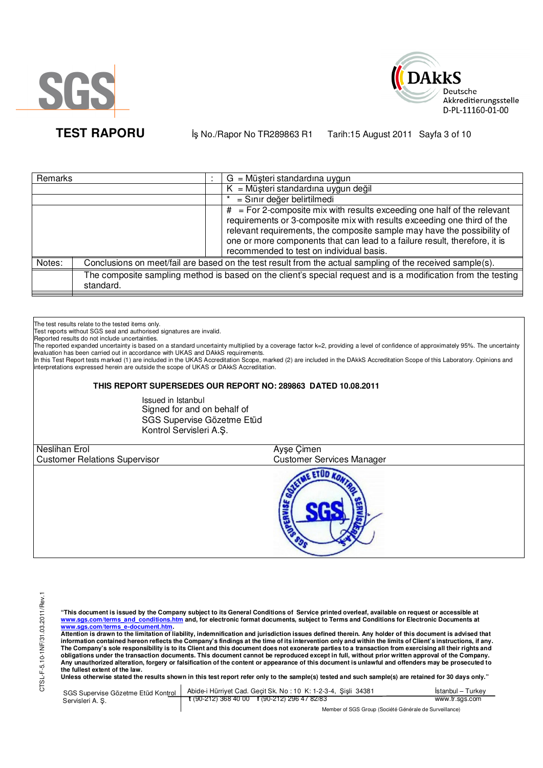# TEST RAPORU

İş No./Rapor No TR289863 R1 Tarih:15 August 2011

| Remarks | : | G = Müşteri standardına uygun |
|---|---|---|
| | | K = Müşteri standardına uygun değil |
| | | * = Sınır değer belirtilmedi |
| | | # = For 2-composite mix with results exceeding one half of the relevant requirements or 3-composite mix with results exceeding one third of the relevant requirements, the composite sample may have the possibility of one or more components that can lead to a failure result, therefore, it is recommended to test on individual basis. |

| Notes: | Conclusions on meet/fail are based on the test result from the actual sampling of the received sample(s). |
|---|---|
| | The composite sampling method is based on the client's special request and is a modification from the testing standard. |

The test results relate to the tested items only.
Test reports without SGS seal and authorised signatures are invalid.
Reported results do not include uncertainties.
The reported expanded uncertainty is based on a standard uncertainty multiplied by a coverage factor k=2, providing a level of confidence of approximately 95%. The uncertainty evaluation has been carried out in accordance with UKAS and DAkkS requirements.
In this Test Report tests marked (1) are included in the UKAS Accreditation Scope, marked (2) are included in the DAkkS Accreditation Scope of this Laboratory. Opinions and interpretations expressed herein are outside the scope of UKAS or DAkkS Accreditation.

**THIS REPORT SUPERSEDES OUR REPORT NO: 289863 DATED 10.08.2011**

Issued in Istanbul
Signed for and on behalf of
SGS Supervise Gözetme Etüd
Kontrol Servisleri A.Ş.

| Neslihan Erol | Ayşe Çimen |
|---|---|
| Customer Relations Supervisor | Customer Services Manager |

**"This document is issued by the Company subject to its General Conditions of Service printed overleaf, available on request or accessible at www.sgs.com/terms_and_conditions.htm and, for electronic format documents, subject to Terms and Conditions for Electronic Documents at www.sgs.com/terms_e-document.htm.**
**Attention is drawn to the limitation of liability, indemnification and jurisdiction issues defined therein. Any holder of this document is advised that information contained hereon reflects the Company's findings at the time of its intervention only and within the limits of Client's instructions, if any. The Company's sole responsibility is to its Client and this document does not exonerate parties to a transaction from exercising all their rights and obligations under the transaction documents. This document cannot be reproduced except in full, without prior written approval of the Company. Any unauthorized alteration, forgery or falsification of the content or appearance of this document is unlawful and offenders may be prosecuted to the fullest extent of the law.**
**Unless otherwise stated the results shown in this test report refer only to the sample(s) tested and such sample(s) are retained for 30 days only."**

SGS Supervise Gözetme Etüd Kontrol Servisleri A. Ş. | Abide-i Hürriyet Cad. Geçit Sk. No : 10 K: 1-2-3-4, Şişli 34381 | t (90-212) 368 40 00 f (90-212) 296 47 82/83 | İstanbul – Turkey | www.tr.sgs.com

Member of SGS Group (Société Générale de Surveillance)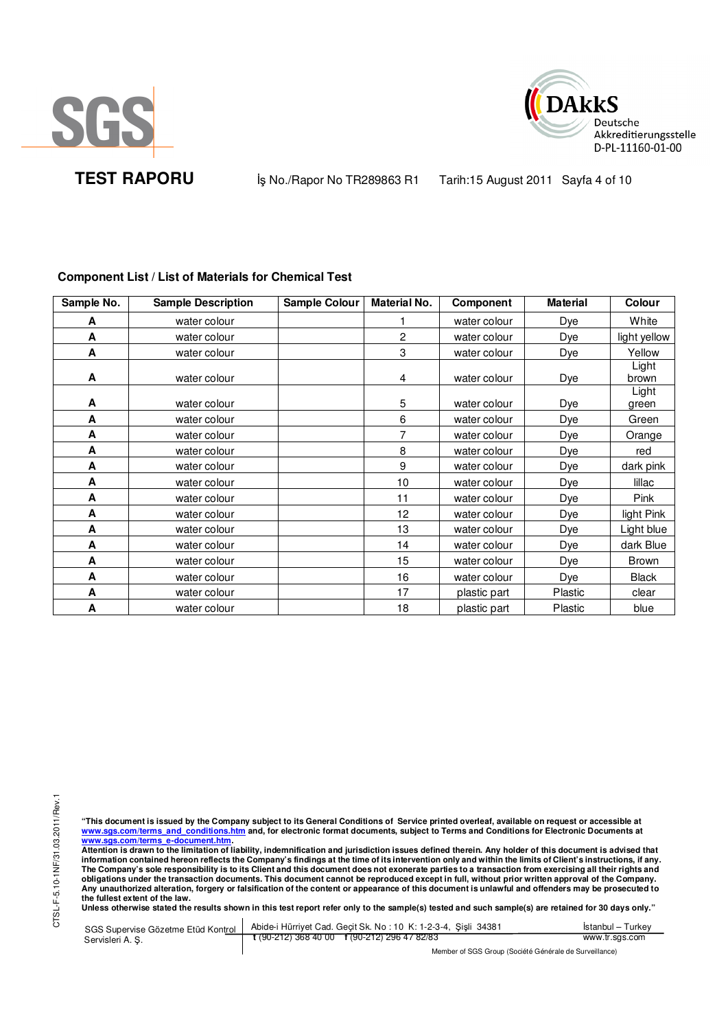**TEST RAPORU** İş No./Rapor No TR289863 R1 Tarih:15 August 2011

### Component List / List of Materials for Chemical Test

| Sample No. | Sample Description | Sample Colour | Material No. | Component | Material | Colour |
|---|---|---|---|---|---|---|
| A | water colour | | 1 | water colour | Dye | White |
| A | water colour | | 2 | water colour | Dye | light yellow |
| A | water colour | | 3 | water colour | Dye | Yellow |
| A | water colour | | 4 | water colour | Dye | Light brown |
| A | water colour | | 5 | water colour | Dye | Light green |
| A | water colour | | 6 | water colour | Dye | Green |
| A | water colour | | 7 | water colour | Dye | Orange |
| A | water colour | | 8 | water colour | Dye | red |
| A | water colour | | 9 | water colour | Dye | dark pink |
| A | water colour | | 10 | water colour | Dye | lillac |
| A | water colour | | 11 | water colour | Dye | Pink |
| A | water colour | | 12 | water colour | Dye | light Pink |
| A | water colour | | 13 | water colour | Dye | Light blue |
| A | water colour | | 14 | water colour | Dye | dark Blue |
| A | water colour | | 15 | water colour | Dye | Brown |
| A | water colour | | 16 | water colour | Dye | Black |
| A | water colour | | 17 | plastic part | Plastic | clear |
| A | water colour | | 18 | plastic part | Plastic | blue |

**"This document is issued by the Company subject to its General Conditions of Service printed overleaf, available on request or accessible at www.sgs.com/terms_and_conditions.htm and, for electronic format documents, subject to Terms and Conditions for Electronic Documents at www.sgs.com/terms_e-document.htm.**
**Attention is drawn to the limitation of liability, indemnification and jurisdiction issues defined therein. Any holder of this document is advised that information contained hereon reflects the Company's findings at the time of its intervention only and within the limits of Client's instructions, if any. The Company's sole responsibility is to its Client and this document does not exonerate parties to a transaction from exercising all their rights and obligations under the transaction documents. This document cannot be reproduced except in full, without prior written approval of the Company. Any unauthorized alteration, forgery or falsification of the content or appearance of this document is unlawful and offenders may be prosecuted to the fullest extent of the law.**
**Unless otherwise stated the results shown in this test report refer only to the sample(s) tested and such sample(s) are retained for 30 days only."**

SGS Supervise Gözetme Etüd Kontrol Servisleri A. Ş. | Abide-i Hürriyet Cad. Geçit Sk. No : 10 K: 1-2-3-4, Şişli 34381 | İstanbul – Turkey
t (90-212) 368 40 00 f (90-212) 296 47 82/83 | www.tr.sgs.com

Member of SGS Group (Société Générale de Surveillance)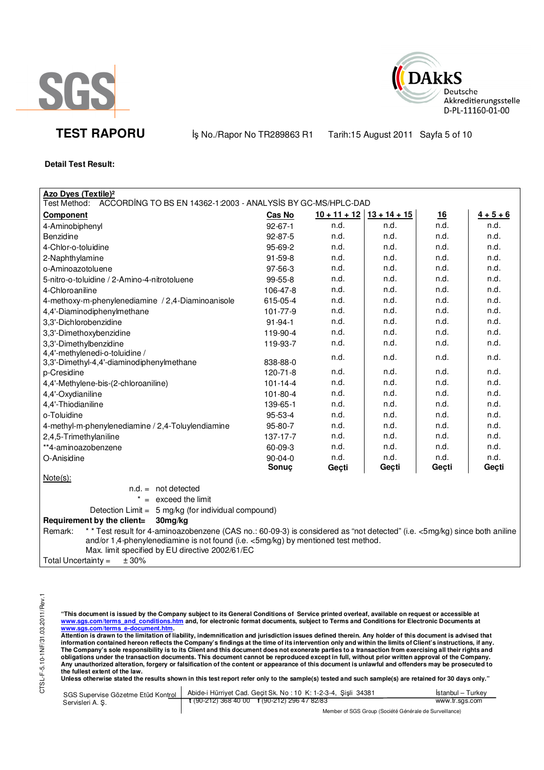# TEST RAPORU

İş No./Rapor No TR289863 R1 Tarih:15 August 2011

**Detail Test Result:**

**Azo Dyes (Textile)²**

Test Method: ACCORDİNG TO BS EN 14362-1:2003 - ANALYSİS BY GC-MS/HPLC-DAD

| Component | Cas No | 10 + 11 + 12 | 13 + 14 + 15 | 16 | 4 + 5 + 6 |
|---|---|---|---|---|---|
| 4-Aminobiphenyl | 92-67-1 | n.d. | n.d. | n.d. | n.d. |
| Benzidine | 92-87-5 | n.d. | n.d. | n.d. | n.d. |
| 4-Chlor-o-toluidine | 95-69-2 | n.d. | n.d. | n.d. | n.d. |
| 2-Naphthylamine | 91-59-8 | n.d. | n.d. | n.d. | n.d. |
| o-Aminoazotoluene | 97-56-3 | n.d. | n.d. | n.d. | n.d. |
| 5-nitro-o-toluidine / 2-Amino-4-nitrotoluene | 99-55-8 | n.d. | n.d. | n.d. | n.d. |
| 4-Chloroaniline | 106-47-8 | n.d. | n.d. | n.d. | n.d. |
| 4-methoxy-m-phenylenediamine / 2,4-Diaminoanisole | 615-05-4 | n.d. | n.d. | n.d. | n.d. |
| 4,4'-Diaminodiphenylmethane | 101-77-9 | n.d. | n.d. | n.d. | n.d. |
| 3,3'-Dichlorobenzidine | 91-94-1 | n.d. | n.d. | n.d. | n.d. |
| 3,3'-Dimethoxybenzidine | 119-90-4 | n.d. | n.d. | n.d. | n.d. |
| 3,3'-Dimethylbenzidine | 119-93-7 | n.d. | n.d. | n.d. | n.d. |
| 4,4'-methylenedi-o-toluidine / 3,3'-Dimethyl-4,4'-diaminodiphenylmethane | 838-88-0 | n.d. | n.d. | n.d. | n.d. |
| p-Cresidine | 120-71-8 | n.d. | n.d. | n.d. | n.d. |
| 4,4'-Methylene-bis-(2-chloroaniline) | 101-14-4 | n.d. | n.d. | n.d. | n.d. |
| 4,4'-Oxydianiline | 101-80-4 | n.d. | n.d. | n.d. | n.d. |
| 4,4'-Thiodianiline | 139-65-1 | n.d. | n.d. | n.d. | n.d. |
| o-Toluidine | 95-53-4 | n.d. | n.d. | n.d. | n.d. |
| 4-methyl-m-phenylenediamine / 2,4-Toluylendiamine | 95-80-7 | n.d. | n.d. | n.d. | n.d. |
| 2,4,5-Trimethylaniline | 137-17-7 | n.d. | n.d. | n.d. | n.d. |
| **4-aminoazobenzene | 60-09-3 | n.d. | n.d. | n.d. | n.d. |
| O-Anisidine | 90-04-0 | n.d. | n.d. | n.d. | n.d. |
| | **Sonuç** | **Geçti** | **Geçti** | **Geçti** | **Geçti** |

Note(s):

n.d. = not detected

\* = exceed the limit

Detection Limit = 5 mg/kg (for individual compound)

**Requirement by the client= 30mg/kg**

Remark: \*\* Test result for 4-aminoazobenzene (CAS no.: 60-09-3) is considered as "not detected" (i.e. <5mg/kg) since both aniline and/or 1,4-phenylenediamine is not found (i.e. <5mg/kg) by mentioned test method.
Max. limit specified by EU directive 2002/61/EC

Total Uncertainty = ± 30%

"This document is issued by the Company subject to its General Conditions of Service printed overleaf, available on request or accessible at www.sgs.com/terms_and_conditions.htm and, for electronic format documents, subject to Terms and Conditions for Electronic Documents at www.sgs.com/terms_e-document.htm.
Attention is drawn to the limitation of liability, indemnification and jurisdiction issues defined therein. Any holder of this document is advised that information contained hereon reflects the Company's findings at the time of its intervention only and within the limits of Client's instructions, if any. The Company's sole responsibility is to its Client and this document does not exonerate parties to a transaction from exercising all their rights and obligations under the transaction documents. This document cannot be reproduced except in full, without prior written approval of the Company. Any unauthorized alteration, forgery or falsification of the content or appearance of this document is unlawful and offenders may be prosecuted to the fullest extent of the law.
Unless otherwise stated the results shown in this test report refer only to the sample(s) tested and such sample(s) are retained for 30 days only."

SGS Supervise Gözetme Etüd Kontrol Servisleri A. Ş. | Abide-i Hürriyet Cad. Geçit Sk. No : 10 K: 1-2-3-4, Şişli 34381 | t (90-212) 368 40 00 f (90-212) 296 47 82/83 | İstanbul – Turkey | www.tr.sgs.com

Member of SGS Group (Société Générale de Surveillance)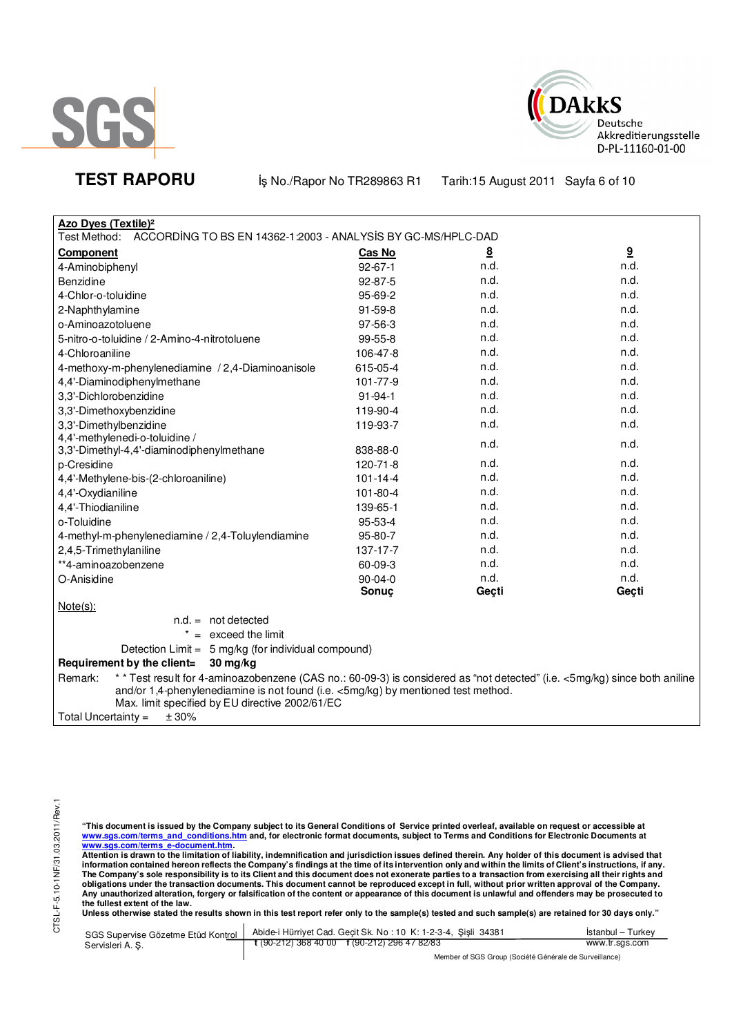**TEST RAPORU** İş No./Rapor No TR289863 R1 Tarih:15 August 2011 Sayfa 6 of 10

**Azo Dyes (Textile)²**

Test Method: ACCORDİNG TO BS EN 14362-1:2003 - ANALYSİS BY GC-MS/HPLC-DAD

| Component | Cas No | 8 | 9 |
|---|---|---|---|
| 4-Aminobiphenyl | 92-67-1 | n.d. | n.d. |
| Benzidine | 92-87-5 | n.d. | n.d. |
| 4-Chlor-o-toluidine | 95-69-2 | n.d. | n.d. |
| 2-Naphthylamine | 91-59-8 | n.d. | n.d. |
| o-Aminoazotoluene | 97-56-3 | n.d. | n.d. |
| 5-nitro-o-toluidine / 2-Amino-4-nitrotoluene | 99-55-8 | n.d. | n.d. |
| 4-Chloroaniline | 106-47-8 | n.d. | n.d. |
| 4-methoxy-m-phenylenediamine / 2,4-Diaminoanisole | 615-05-4 | n.d. | n.d. |
| 4,4'-Diaminodiphenylmethane | 101-77-9 | n.d. | n.d. |
| 3,3'-Dichlorobenzidine | 91-94-1 | n.d. | n.d. |
| 3,3'-Dimethoxybenzidine | 119-90-4 | n.d. | n.d. |
| 3,3'-Dimethylbenzidine | 119-93-7 | n.d. | n.d. |
| 4,4'-methylenedi-o-toluidine / 3,3'-Dimethyl-4,4'-diaminodiphenylmethane | 838-88-0 | n.d. | n.d. |
| p-Cresidine | 120-71-8 | n.d. | n.d. |
| 4,4'-Methylene-bis-(2-chloroaniline) | 101-14-4 | n.d. | n.d. |
| 4,4'-Oxydianiline | 101-80-4 | n.d. | n.d. |
| 4,4'-Thiodianiline | 139-65-1 | n.d. | n.d. |
| o-Toluidine | 95-53-4 | n.d. | n.d. |
| 4-methyl-m-phenylenediamine / 2,4-Toluylendiamine | 95-80-7 | n.d. | n.d. |
| 2,4,5-Trimethylaniline | 137-17-7 | n.d. | n.d. |
| **4-aminoazobenzene | 60-09-3 | n.d. | n.d. |
| O-Anisidine | 90-04-0 | n.d. | n.d. |
| | **Sonuç** | **Geçti** | **Geçti** |

Note(s):

n.d. = not detected

* = exceed the limit

Detection Limit = 5 mg/kg (for individual compound)

**Requirement by the client= 30 mg/kg**

Remark: * * Test result for 4-aminoazobenzene (CAS no.: 60-09-3) is considered as "not detected" (i.e. <5mg/kg) since both aniline and/or 1,4-phenylenediamine is not found (i.e. <5mg/kg) by mentioned test method.
Max. limit specified by EU directive 2002/61/EC

Total Uncertainty = ± 30%

**"This document is issued by the Company subject to its General Conditions of Service printed overleaf, available on request or accessible at www.sgs.com/terms_and_conditions.htm and, for electronic format documents, subject to Terms and Conditions for Electronic Documents at www.sgs.com/terms_e-document.htm.
Attention is drawn to the limitation of liability, indemnification and jurisdiction issues defined therein. Any holder of this document is advised that information contained hereon reflects the Company's findings at the time of its intervention only and within the limits of Client's instructions, if any. The Company's sole responsibility is to its Client and this document does not exonerate parties to a transaction from exercising all their rights and obligations under the transaction documents. This document cannot be reproduced except in full, without prior written approval of the Company. Any unauthorized alteration, forgery or falsification of the content or appearance of this document is unlawful and offenders may be prosecuted to the fullest extent of the law.
Unless otherwise stated the results shown in this test report refer only to the sample(s) tested and such sample(s) are retained for 30 days only."**

SGS Supervise Gözetme Etüd Kontrol Servisleri A. Ş. | Abide-i Hürriyet Cad. Geçit Sk. No : 10 K: 1-2-3-4, Şişli 34381 | İstanbul – Turkey
t (90-212) 368 40 00 f (90-212) 296 47 82/83 | www.tr.sgs.com
Member of SGS Group (Société Générale de Surveillance)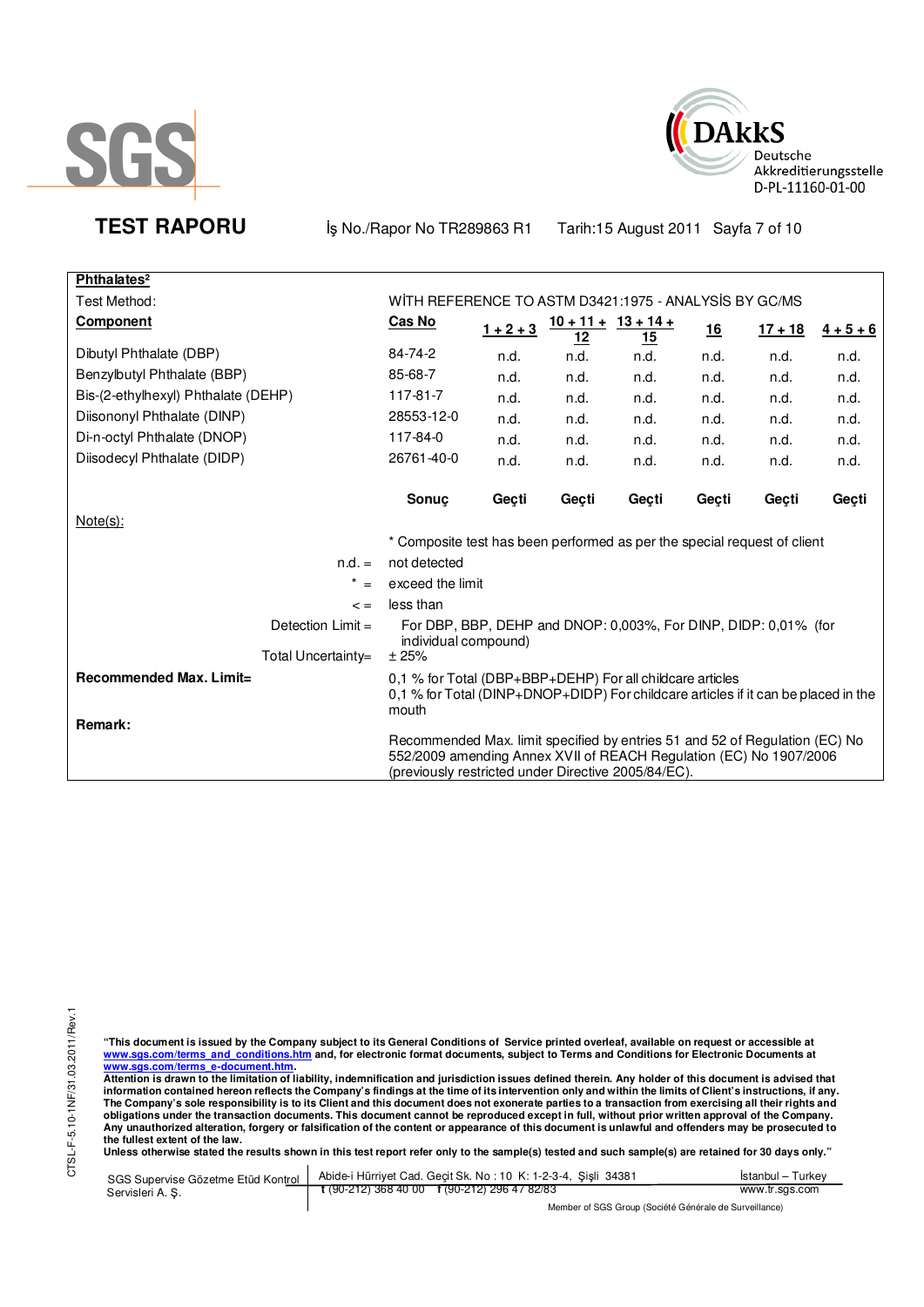**TEST RAPORU** İş No./Rapor No TR289863 R1 Tarih:15 August 2011

**Phthalates²**

Test Method: WİTH REFERENCE TO ASTM D3421:1975 - ANALYSİS BY GC/MS

| Component | Cas No | 1 + 2 + 3 | 10 + 11 + 12 | 13 + 14 + 15 | 16 | 17 + 18 | 4 + 5 + 6 |
|---|---|---|---|---|---|---|---|
| Dibutyl Phthalate (DBP) | 84-74-2 | n.d. | n.d. | n.d. | n.d. | n.d. | n.d. |
| Benzylbutyl Phthalate (BBP) | 85-68-7 | n.d. | n.d. | n.d. | n.d. | n.d. | n.d. |
| Bis-(2-ethylhexyl) Phthalate (DEHP) | 117-81-7 | n.d. | n.d. | n.d. | n.d. | n.d. | n.d. |
| Diisononyl Phthalate (DINP) | 28553-12-0 | n.d. | n.d. | n.d. | n.d. | n.d. | n.d. |
| Di-n-octyl Phthalate (DNOP) | 117-84-0 | n.d. | n.d. | n.d. | n.d. | n.d. | n.d. |
| Diisodecyl Phthalate (DIDP) | 26761-40-0 | n.d. | n.d. | n.d. | n.d. | n.d. | n.d. |
| | **Sonuç** | **Geçti** | **Geçti** | **Geçti** | **Geçti** | **Geçti** | **Geçti** |

Note(s):

\* Composite test has been performed as per the special request of client

n.d. = not detected

\* = exceed the limit

< = less than

Detection Limit = For DBP, BBP, DEHP and DNOP: 0,003%, For DINP, DIDP: 0,01% (for individual compound)

Total Uncertainty= ± 25%

**Recommended Max. Limit=** 0,1 % for Total (DBP+BBP+DEHP) For all childcare articles
0,1 % for Total (DINP+DNOP+DIDP) For childcare articles if it can be placed in the mouth

**Remark:**

Recommended Max. limit specified by entries 51 and 52 of Regulation (EC) No 552/2009 amending Annex XVII of REACH Regulation (EC) No 1907/2006 (previously restricted under Directive 2005/84/EC).

**"This document is issued by the Company subject to its General Conditions of Service printed overleaf, available on request or accessible at www.sgs.com/terms_and_conditions.htm and, for electronic format documents, subject to Terms and Conditions for Electronic Documents at www.sgs.com/terms_e-document.htm.**
**Attention is drawn to the limitation of liability, indemnification and jurisdiction issues defined therein. Any holder of this document is advised that information contained hereon reflects the Company's findings at the time of its intervention only and within the limits of Client's instructions, if any. The Company's sole responsibility is to its Client and this document does not exonerate parties to a transaction from exercising all their rights and obligations under the transaction documents. This document cannot be reproduced except in full, without prior written approval of the Company. Any unauthorized alteration, forgery or falsification of the content or appearance of this document is unlawful and offenders may be prosecuted to the fullest extent of the law.**
**Unless otherwise stated the results shown in this test report refer only to the sample(s) tested and such sample(s) are retained for 30 days only."**

SGS Supervise Gözetme Etüd Kontrol Servisleri A. Ş. | Abide-i Hürriyet Cad. Geçit Sk. No : 10 K: 1-2-3-4, Şişli 34381 | İstanbul – Turkey
t (90-212) 368 40 00 f (90-212) 296 47 82/83 | www.tr.sgs.com

Member of SGS Group (Société Générale de Surveillance)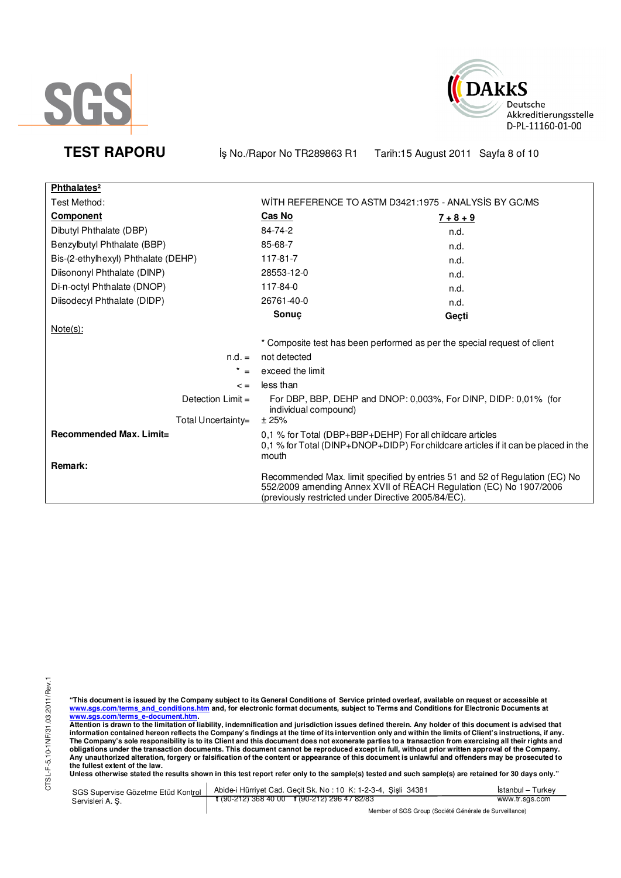SGS

DAkkS Deutsche Akkreditierungsstelle D-PL-11160-01-00

**TEST RAPORU** İş No./Rapor No TR289863 R1 Tarih:15 August 2011

| **Phthalates²** | | |
|---|---|---|
| Test Method: | WİTH REFERENCE TO ASTM D3421:1975 - ANALYSİS BY GC/MS | |
| **Component** | **Cas No** | **7 + 8 + 9** |
| Dibutyl Phthalate (DBP) | 84-74-2 | n.d. |
| Benzylbutyl Phthalate (BBP) | 85-68-7 | n.d. |
| Bis-(2-ethylhexyl) Phthalate (DEHP) | 117-81-7 | n.d. |
| Diisononyl Phthalate (DINP) | 28553-12-0 | n.d. |
| Di-n-octyl Phthalate (DNOP) | 117-84-0 | n.d. |
| Diisodecyl Phthalate (DIDP) | 26761-40-0 | n.d. |
| | **Sonuç** | **Geçti** |

Note(s):

* Composite test has been performed as per the special request of client

n.d. = not detected

* = exceed the limit

< = less than

Detection Limit = For DBP, BBP, DEHP and DNOP: 0,003%, For DINP, DIDP: 0,01% (for individual compound)

Total Uncertainty= ± 25%

**Recommended Max. Limit=** 0,1 % for Total (DBP+BBP+DEHP) For all childcare articles
0,1 % for Total (DINP+DNOP+DIDP) For childcare articles if it can be placed in the mouth

**Remark:**

Recommended Max. limit specified by entries 51 and 52 of Regulation (EC) No 552/2009 amending Annex XVII of REACH Regulation (EC) No 1907/2006 (previously restricted under Directive 2005/84/EC).

**"This document is issued by the Company subject to its General Conditions of Service printed overleaf, available on request or accessible at www.sgs.com/terms_and_conditions.htm and, for electronic format documents, subject to Terms and Conditions for Electronic Documents at www.sgs.com/terms_e-document.htm.
Attention is drawn to the limitation of liability, indemnification and jurisdiction issues defined therein. Any holder of this document is advised that information contained hereon reflects the Company's findings at the time of its intervention only and within the limits of Client's instructions, if any. The Company's sole responsibility is to its Client and this document does not exonerate parties to a transaction from exercising all their rights and obligations under the transaction documents. This document cannot be reproduced except in full, without prior written approval of the Company. Any unauthorized alteration, forgery or falsification of the content or appearance of this document is unlawful and offenders may be prosecuted to the fullest extent of the law.
Unless otherwise stated the results shown in this test report refer only to the sample(s) tested and such sample(s) are retained for 30 days only."**

SGS Supervise Gözetme Etüd Kontrol Servisleri A. Ş. | Abide-i Hürriyet Cad. Geçit Sk. No : 10 K: 1-2-3-4, Şişli 34381 | İstanbul – Turkey
t (90-212) 368 40 00 f (90-212) 296 47 82/83 | www.tr.sgs.com

Member of SGS Group (Société Générale de Surveillance)

CTSL-F-5.10-1NF/31.03.2011/Rev.1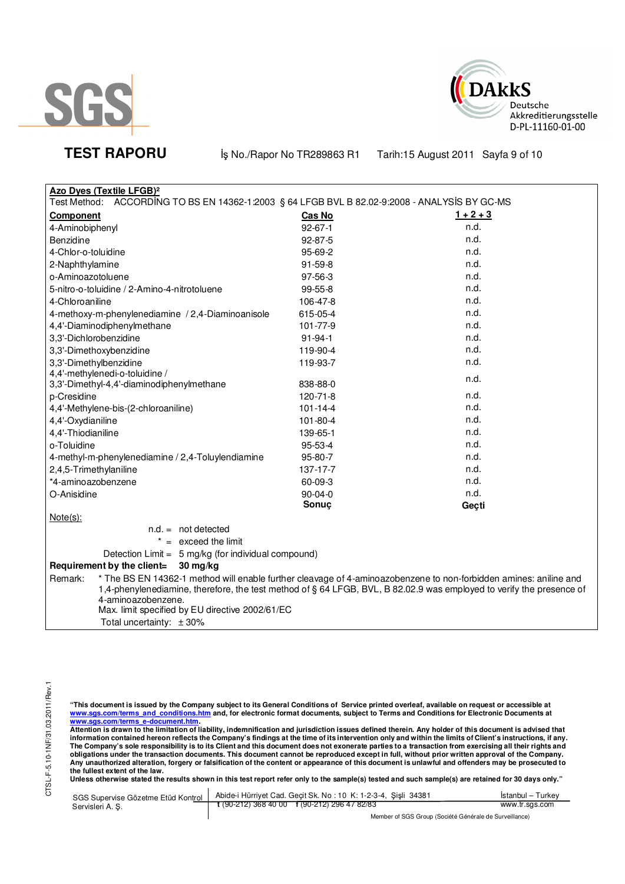**TEST RAPORU** İş No./Rapor No TR289863 R1 Tarih:15 August 2011

**Azo Dyes (Textile LFGB)²**

Test Method: ACCORDİNG TO BS EN 14362-1:2003 § 64 LFGB BVL B 82.02-9:2008 - ANALYSİS BY GC-MS

| **Component** | **Cas No** | **1 + 2 + 3** |
|---|---|---|
| 4-Aminobiphenyl | 92-67-1 | n.d. |
| Benzidine | 92-87-5 | n.d. |
| 4-Chlor-o-toluidine | 95-69-2 | n.d. |
| 2-Naphthylamine | 91-59-8 | n.d. |
| o-Aminoazotoluene | 97-56-3 | n.d. |
| 5-nitro-o-toluidine / 2-Amino-4-nitrotoluene | 99-55-8 | n.d. |
| 4-Chloroaniline | 106-47-8 | n.d. |
| 4-methoxy-m-phenylenediamine / 2,4-Diaminoanisole | 615-05-4 | n.d. |
| 4,4'-Diaminodiphenylmethane | 101-77-9 | n.d. |
| 3,3'-Dichlorobenzidine | 91-94-1 | n.d. |
| 3,3'-Dimethoxybenzidine | 119-90-4 | n.d. |
| 3,3'-Dimethylbenzidine | 119-93-7 | n.d. |
| 4,4'-methylenedi-o-toluidine / 3,3'-Dimethyl-4,4'-diaminodiphenylmethane | 838-88-0 | n.d. |
| p-Cresidine | 120-71-8 | n.d. |
| 4,4'-Methylene-bis-(2-chloroaniline) | 101-14-4 | n.d. |
| 4,4'-Oxydianiline | 101-80-4 | n.d. |
| 4,4'-Thiodianiline | 139-65-1 | n.d. |
| o-Toluidine | 95-53-4 | n.d. |
| 4-methyl-m-phenylenediamine / 2,4-Toluylendiamine | 95-80-7 | n.d. |
| 2,4,5-Trimethylaniline | 137-17-7 | n.d. |
| *4-aminoazobenzene | 60-09-3 | n.d. |
| O-Anisidine | 90-04-0 | n.d. |
| | **Sonuç** | **Geçti** |

Note(s):

n.d. = not detected

\* = exceed the limit

Detection Limit = 5 mg/kg (for individual compound)

**Requirement by the client= 30 mg/kg**

Remark: * The BS EN 14362-1 method will enable further cleavage of 4-aminoazobenzene to non-forbidden amines: aniline and 1,4-phenylenediamine, therefore, the test method of § 64 LFGB, BVL, B 82.02.9 was employed to verify the presence of 4-aminoazobenzene.

Max. limit specified by EU directive 2002/61/EC

Total uncertainty: ± 30%

**"This document is issued by the Company subject to its General Conditions of Service printed overleaf, available on request or accessible at www.sgs.com/terms_and_conditions.htm and, for electronic format documents, subject to Terms and Conditions for Electronic Documents at www.sgs.com/terms_e-document.htm.**
**Attention is drawn to the limitation of liability, indemnification and jurisdiction issues defined therein. Any holder of this document is advised that information contained hereon reflects the Company's findings at the time of its intervention only and within the limits of Client's instructions, if any. The Company's sole responsibility is to its Client and this document does not exonerate parties to a transaction from exercising all their rights and obligations under the transaction documents. This document cannot be reproduced except in full, without prior written approval of the Company. Any unauthorized alteration, forgery or falsification of the content or appearance of this document is unlawful and offenders may be prosecuted to the fullest extent of the law.**
**Unless otherwise stated the results shown in this test report refer only to the sample(s) tested and such sample(s) are retained for 30 days only."**

SGS Supervise Gözetme Etüd Kontrol Servisleri A. Ş. | Abide-i Hürriyet Cad. Geçit Sk. No : 10 K: 1-2-3-4, Şişli 34381 | t (90-212) 368 40 00 f (90-212) 296 47 82/83 | İstanbul – Turkey | www.tr.sgs.com

Member of SGS Group (Société Générale de Surveillance)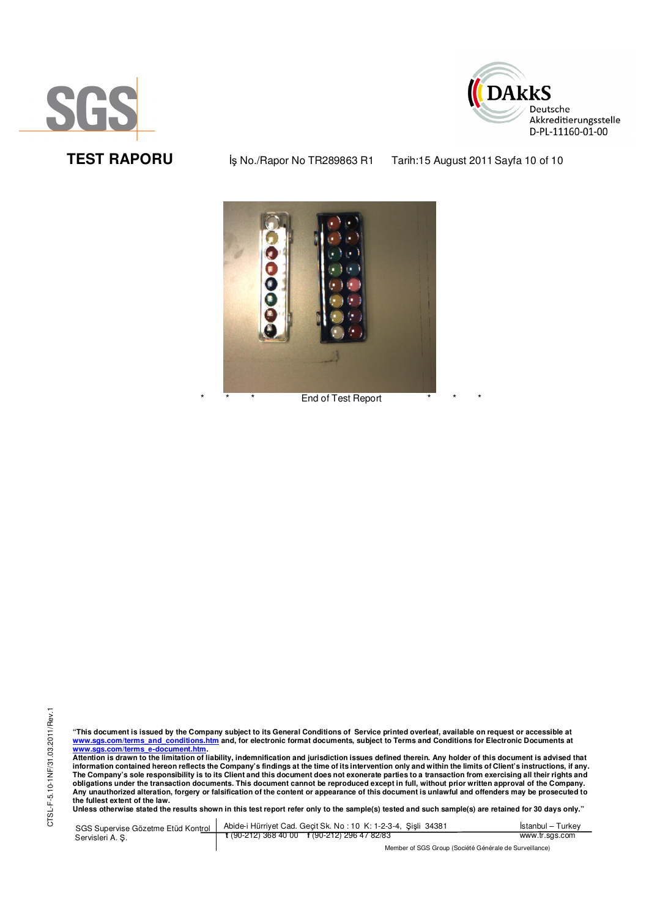\*   \*   \*   End of Test Report   \*   \*   \*

*   *   *   End of Test Report   *   *   *

"This document is issued by the Company subject to its General Conditions of Service printed overleaf, available on request or accessible at www.sgs.com/terms_and_conditions.htm and, for electronic format documents, subject to Terms and Conditions for Electronic Documents at www.sgs.com/terms_e-document.htm.
Attention is drawn to the limitation of liability, indemnification and jurisdiction issues defined therein. Any holder of this document is advised that information contained hereon reflects the Company's findings at the time of its intervention only and within the limits of Client's instructions, if any. The Company's sole responsibility is to its Client and this document does not exonerate parties to a transaction from exercising all their rights and obligations under the transaction documents. This document cannot be reproduced except in full, without prior written approval of the Company. Any unauthorized alteration, forgery or falsification of the content or appearance of this document is unlawful and offenders may be prosecuted to the fullest extent of the law.
Unless otherwise stated the results shown in this test report refer only to the sample(s) tested and such sample(s) are retained for 30 days only."